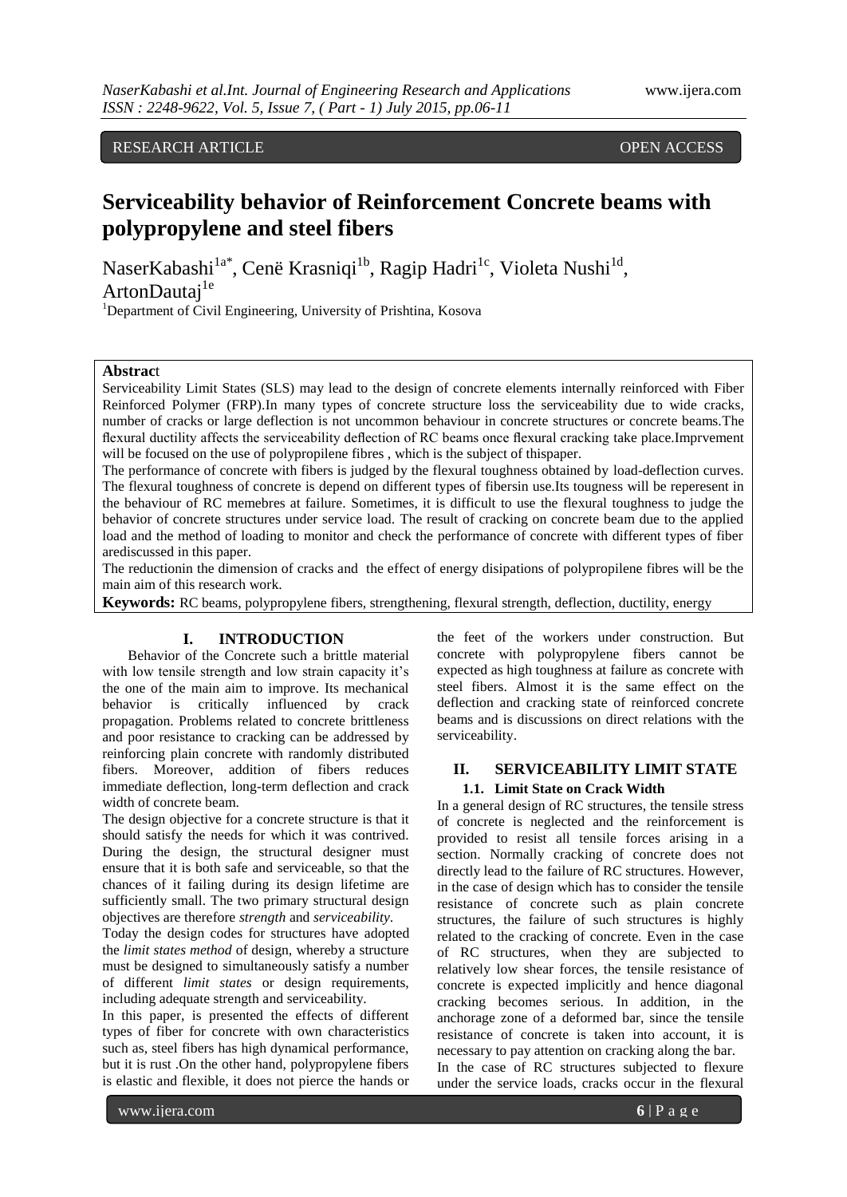RESEARCH ARTICLE OPEN ACCESS

# Serviceability behavior of Reinforcement Concrete beams with polypropylene and steel fibers

NaserKabashi[1a*], Cenë Krasniqi[1b], Ragip Hadri[1c], Violeta Nushi[1d], ArtonDautaj[1e]

[1]Department of Civil Engineering, University of Prishtina, Kosova

**Abstrac**t

Serviceability Limit States (SLS) may lead to the design of concrete elements internally reinforced with Fiber Reinforced Polymer (FRP).In many types of concrete structure loss the serviceability due to wide cracks, number of cracks or large deflection is not uncommon behaviour in concrete structures or concrete beams.The flexural ductility affects the serviceability deflection of RC beams once flexural cracking take place.Imprvement will be focused on the use of polypropilene fibres , which is the subject of thispaper.

The performance of concrete with fibers is judged by the flexural toughness obtained by load-deflection curves. The flexural toughness of concrete is depend on different types of fibersin use.Its tougness will be reperesent in the behaviour of RC memebres at failure. Sometimes, it is difficult to use the flexural toughness to judge the behavior of concrete structures under service load. The result of cracking on concrete beam due to the applied load and the method of loading to monitor and check the performance of concrete with different types of fiber arediscussed in this paper.

The reductionin the dimension of cracks and the effect of energy disipations of polypropilene fibres will be the main aim of this research work.

**Keywords:** RC beams, polypropylene fibers, strengthening, flexural strength, deflection, ductility, energy

## I. INTRODUCTION

Behavior of the Concrete such a brittle material with low tensile strength and low strain capacity it's the one of the main aim to improve. Its mechanical behavior is critically influenced by crack propagation. Problems related to concrete brittleness and poor resistance to cracking can be addressed by reinforcing plain concrete with randomly distributed fibers. Moreover, addition of fibers reduces immediate deflection, long-term deflection and crack width of concrete beam.

The design objective for a concrete structure is that it should satisfy the needs for which it was contrived. During the design, the structural designer must ensure that it is both safe and serviceable, so that the chances of it failing during its design lifetime are sufficiently small. The two primary structural design objectives are therefore *strength* and *serviceability*.

Today the design codes for structures have adopted the *limit states method* of design, whereby a structure must be designed to simultaneously satisfy a number of different *limit states* or design requirements, including adequate strength and serviceability.

In this paper, is presented the effects of different types of fiber for concrete with own characteristics such as, steel fibers has high dynamical performance, but it is rust .On the other hand, polypropylene fibers is elastic and flexible, it does not pierce the hands or the feet of the workers under construction. But concrete with polypropylene fibers cannot be expected as high toughness at failure as concrete with steel fibers. Almost it is the same effect on the deflection and cracking state of reinforced concrete beams and is discussions on direct relations with the serviceability.

## II. SERVICEABILITY LIMIT STATE

### 1.1. Limit State on Crack Width

In a general design of RC structures, the tensile stress of concrete is neglected and the reinforcement is provided to resist all tensile forces arising in a section. Normally cracking of concrete does not directly lead to the failure of RC structures. However, in the case of design which has to consider the tensile resistance of concrete such as plain concrete structures, the failure of such structures is highly related to the cracking of concrete. Even in the case of RC structures, when they are subjected to relatively low shear forces, the tensile resistance of concrete is expected implicitly and hence diagonal cracking becomes serious. In addition, in the anchorage zone of a deformed bar, since the tensile resistance of concrete is taken into account, it is necessary to pay attention on cracking along the bar.

In the case of RC structures subjected to flexure under the service loads, cracks occur in the flexural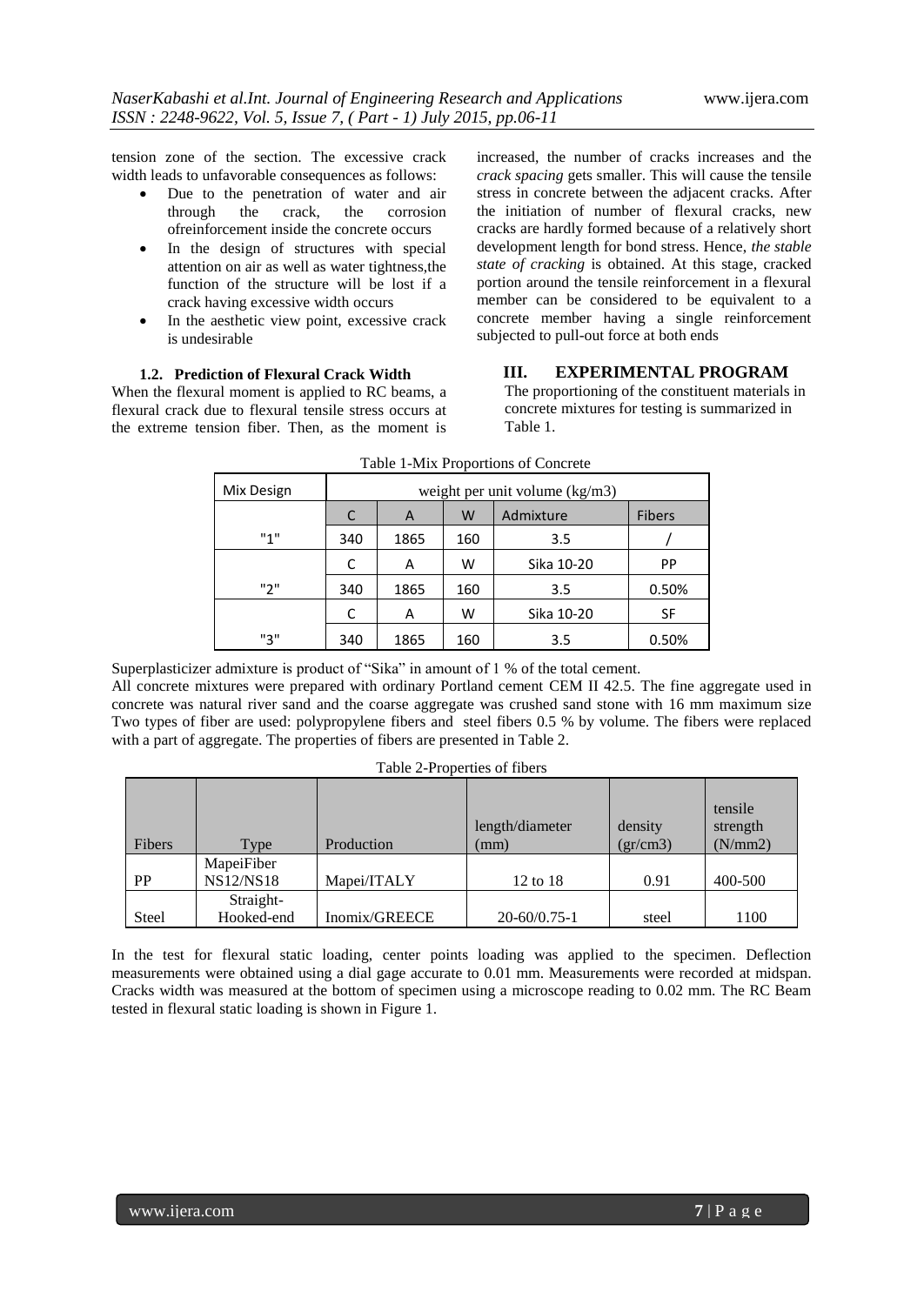tension zone of the section. The excessive crack width leads to unfavorable consequences as follows:

- Due to the penetration of water and air through the crack, the corrosion ofreinforcement inside the concrete occurs
- In the design of structures with special attention on air as well as water tightness,the function of the structure will be lost if a crack having excessive width occurs
- In the aesthetic view point, excessive crack is undesirable

### 1.2. Prediction of Flexural Crack Width

When the flexural moment is applied to RC beams, a flexural crack due to flexural tensile stress occurs at the extreme tension fiber. Then, as the moment is increased, the number of cracks increases and the *crack spacing* gets smaller. This will cause the tensile stress in concrete between the adjacent cracks. After the initiation of number of flexural cracks, new cracks are hardly formed because of a relatively short development length for bond stress. Hence, *the stable state of cracking* is obtained. At this stage, cracked portion around the tensile reinforcement in a flexural member can be considered to be equivalent to a concrete member having a single reinforcement subjected to pull-out force at both ends

## III. EXPERIMENTAL PROGRAM

The proportioning of the constituent materials in concrete mixtures for testing is summarized in Table 1.

Table 1-Mix Proportions of Concrete

| Mix Design | weight per unit volume (kg/m3) | | | | |
|---|---|---|---|---|---|
| | C | A | W | Admixture | Fibers |
| "1" | 340 | 1865 | 160 | 3.5 | / |
| | C | A | W | Sika 10-20 | PP |
| "2" | 340 | 1865 | 160 | 3.5 | 0.50% |
| | C | A | W | Sika 10-20 | SF |
| "3" | 340 | 1865 | 160 | 3.5 | 0.50% |

Superplasticizer admixture is product of "Sika" in amount of 1 % of the total cement.

All concrete mixtures were prepared with ordinary Portland cement CEM II 42.5. The fine aggregate used in concrete was natural river sand and the coarse aggregate was crushed sand stone with 16 mm maximum size Two types of fiber are used: polypropylene fibers and steel fibers 0.5 % by volume. The fibers were replaced with a part of aggregate. The properties of fibers are presented in Table 2.

Table 2-Properties of fibers

| Fibers | Type | Production | length/diameter (mm) | density (gr/cm3) | tensile strength (N/mm2) |
|---|---|---|---|---|---|
| PP | MapeiFiber NS12/NS18 | Mapei/ITALY | 12 to 18 | 0.91 | 400-500 |
| Steel | Straight-Hooked-end | Inomix/GREECE | 20-60/0.75-1 | steel | 1100 |

In the test for flexural static loading, center points loading was applied to the specimen. Deflection measurements were obtained using a dial gage accurate to 0.01 mm. Measurements were recorded at midspan. Cracks width was measured at the bottom of specimen using a microscope reading to 0.02 mm. The RC Beam tested in flexural static loading is shown in Figure 1.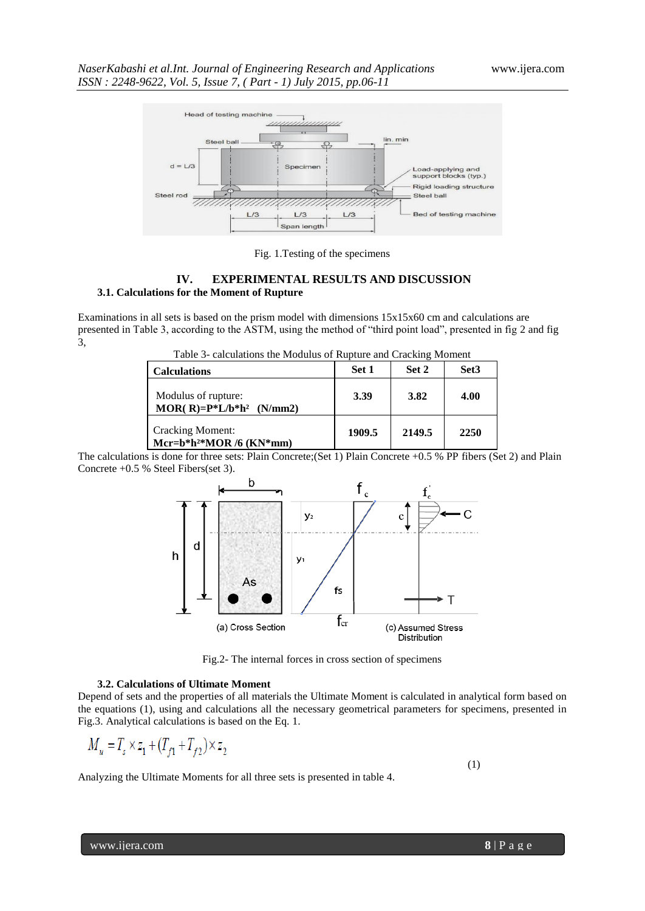Fig. 1.Testing of the specimens

## IV. EXPERIMENTAL RESULTS AND DISCUSSION

### 3.1. Calculations for the Moment of Rupture

Examinations in all sets is based on the prism model with dimensions 15x15x60 cm and calculations are presented in Table 3, according to the ASTM, using the method of "third point load", presented in fig 2 and fig 3,

Table 3- calculations the Modulus of Rupture and Cracking Moment

| Calculations | Set 1 | Set 2 | Set3 |
|---|---|---|---|
| Modulus of rupture: **MOR( R)=P*L/b*h² (N/mm2)** | **3.39** | **3.82** | **4.00** |
| Cracking Moment: **Mcr=b*h²*MOR /6 (KN*mm)** | **1909.5** | **2149.5** | **2250** |

The calculations is done for three sets: Plain Concrete;(Set 1) Plain Concrete +0.5 % PP fibers (Set 2) and Plain Concrete +0.5 % Steel Fibers(set 3).

Fig.2- The internal forces in cross section of specimens

### 3.2. Calculations of Ultimate Moment

Depend of sets and the properties of all materials the Ultimate Moment is calculated in analytical form based on the equations (1), using and calculations all the necessary geometrical parameters for specimens, presented in Fig.3. Analytical calculations is based on the Eq. 1.

$$M_u = T_s \times z_1 + (T_{f1} + T_{f2}) \times z_2 \qquad (1)$$

Analyzing the Ultimate Moments for all three sets is presented in table 4.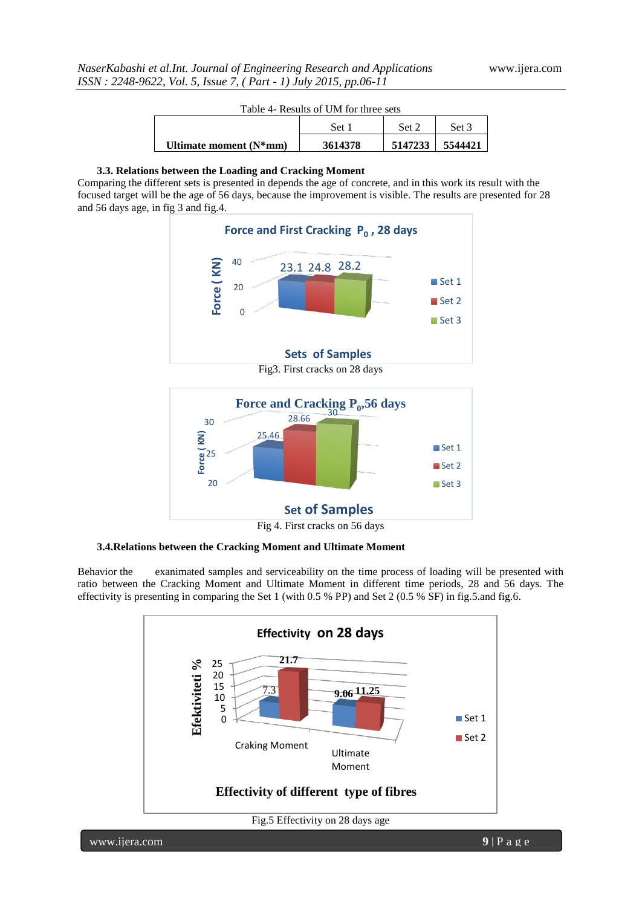Table 4- Results of UM for three sets

| | Set 1 | Set 2 | Set 3 |
|---|---|---|---|
| **Ultimate moment (N*mm)** | **3614378** | **5147233** | **5544421** |

### 3.3. Relations between the Loading and Cracking Moment

Comparing the different sets is presented in depends the age of concrete, and in this work its result with the focused target will be the age of 56 days, because the improvement is visible. The results are presented for 28 and 56 days age, in fig 3 and fig.4.

Fig3. First cracks on 28 days

Fig 4. First cracks on 56 days

### 3.4.Relations between the Cracking Moment and Ultimate Moment

Behavior the exanimated samples and serviceability on the time process of loading will be presented with ratio between the Cracking Moment and Ultimate Moment in different time periods, 28 and 56 days. The effectivity is presenting in comparing the Set 1 (with 0.5 % PP) and Set 2 (0.5 % SF) in fig.5.and fig.6.

Fig.5 Effectivity on 28 days age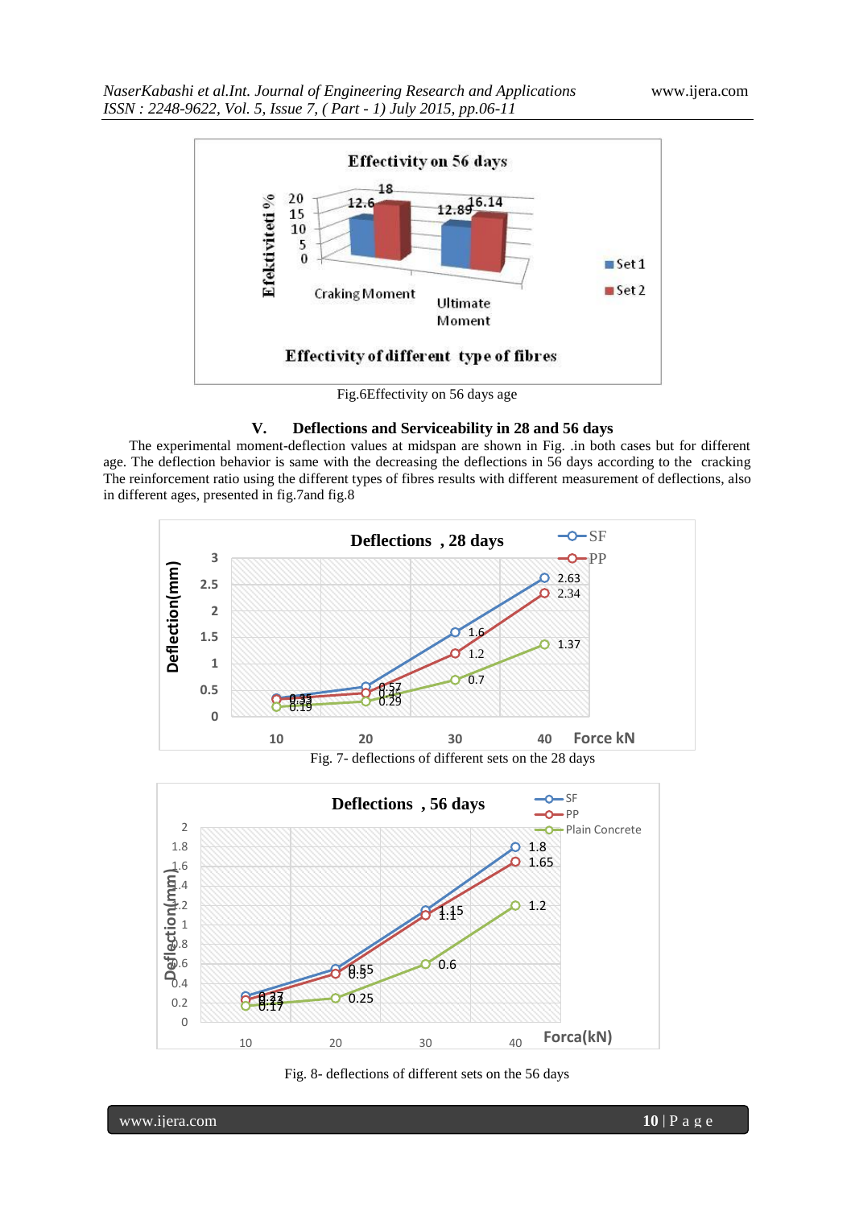Fig.6Effectivity on 56 days age

## V. Deflections and Serviceability in 28 and 56 days

The experimental moment-deflection values at midspan are shown in Fig. .in both cases but for different age. The deflection behavior is same with the decreasing the deflections in 56 days according to the cracking The reinforcement ratio using the different types of fibres results with different measurement of deflections, also in different ages, presented in fig.7and fig.8

Fig. 7- deflections of different sets on the 28 days

Fig. 8- deflections of different sets on the 56 days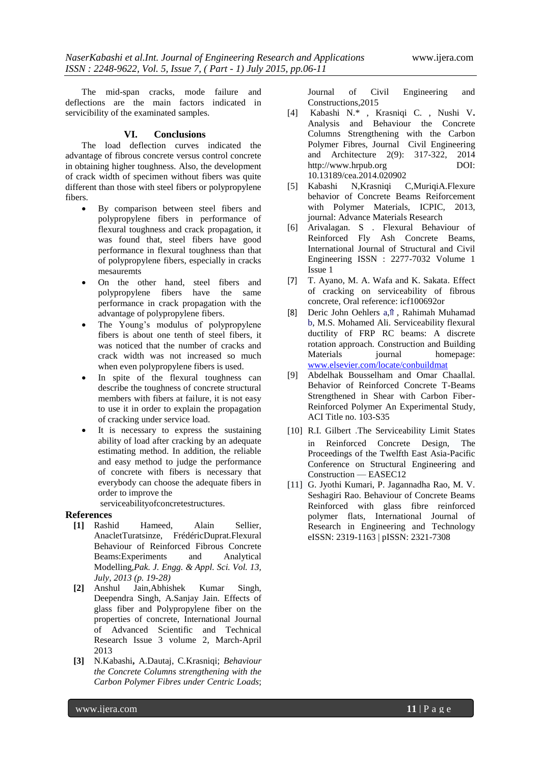The mid-span cracks, mode failure and deflections are the main factors indicated in servicibility of the examinated samples.

## VI. Conclusions

The load deflection curves indicated the advantage of fibrous concrete versus control concrete in obtaining higher toughness. Also, the development of crack width of specimen without fibers was quite different than those with steel fibers or polypropylene fibers.

- By comparison between steel fibers and polypropylene fibers in performance of flexural toughness and crack propagation, it was found that, steel fibers have good performance in flexural toughness than that of polypropylene fibers, especially in cracks mesauremts
- On the other hand, steel fibers and polypropylene fibers have the same performance in crack propagation with the advantage of polypropylene fibers.
- The Young's modulus of polypropylene fibers is about one tenth of steel fibers, it was noticed that the number of cracks and crack width was not increased so much when even polypropylene fibers is used.
- In spite of the flexural toughness can describe the toughness of concrete structural members with fibers at failure, it is not easy to use it in order to explain the propagation of cracking under service load.
- It is necessary to express the sustaining ability of load after cracking by an adequate estimating method. In addition, the reliable and easy method to judge the performance of concrete with fibers is necessary that everybody can choose the adequate fibers in order to improve the serviceabilityofconcretestructures.

## References

**[1]** Rashid Hameed, Alain Sellier, AnacletTuratsinze, FrédéricDuprat.Flexural Behaviour of Reinforced Fibrous Concrete Beams:Experiments and Analytical Modelling,*Pak. J. Engg. & Appl. Sci. Vol. 13, July, 2013 (p. 19-28)*

**[2]** Anshul Jain,Abhishek Kumar Singh, Deependra Singh, A.Sanjay Jain. Effects of glass fiber and Polypropylene fiber on the properties of concrete, International Journal of Advanced Scientific and Technical Research Issue 3 volume 2, March-April 2013

**[3]** N.Kabashi**,** A.Dautaj, C.Krasniqi; *Behaviour the Concrete Columns strengthening with the Carbon Polymer Fibres under Centric Loads*; Journal of Civil Engineering and Constructions,2015

[4] Kabashi N.* , Krasniqi C. , Nushi V**.** Analysis and Behaviour the Concrete Columns Strengthening with the Carbon Polymer Fibres, Journal Civil Engineering and Architecture 2(9): 317-322, 2014 http://www.hrpub.org DOI: 10.13189/cea.2014.020902

[5] Kabashi N,Krasniqi C,MuriqiA.Flexure behavior of Concrete Beams Reinforcement with Polymer Materials, ICPIC, 2013, journal: Advance Materials Research

[6] Arivalagan. S . Flexural Behaviour of Reinforced Fly Ash Concrete Beams, International Journal of Structural and Civil Engineering ISSN : 2277-7032 Volume 1 Issue 1

[7] T. Ayano, M. A. Wafa and K. Sakata. Effect of cracking on serviceability of fibrous concrete, Oral reference: icf100692or

[8] Deric John Oehlers a,⇑ , Rahimah Muhamad b, M.S. Mohamed Ali. Serviceability flexural ductility of FRP RC beams: A discrete rotation approach. Construction and Building Materials journal homepage: www.elsevier.com/locate/conbuildmat

[9] Abdelhak Bousselham and Omar Chaallal. Behavior of Reinforced Concrete T-Beams Strengthened in Shear with Carbon Fiber-Reinforced Polymer An Experimental Study, ACI Title no. 103-S35

[10] R.I. Gilbert .The Serviceability Limit States in Reinforced Concrete Design, The Proceedings of the Twelfth East Asia-Pacific Conference on Structural Engineering and Construction — EASEC12

[11] G. Jyothi Kumari, P. Jagannadha Rao, M. V. Seshagiri Rao. Behaviour of Concrete Beams Reinforced with glass fibre reinforced polymer flats, International Journal of Research in Engineering and Technology eISSN: 2319-1163 | pISSN: 2321-7308